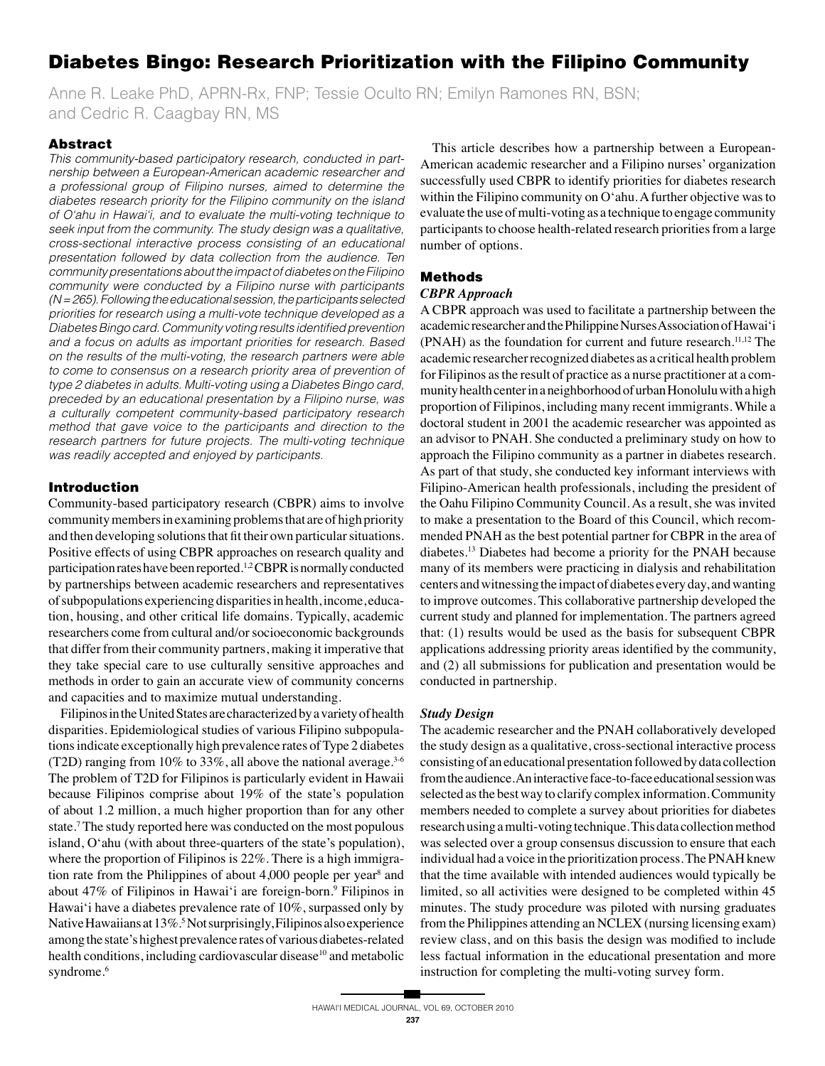# Diabetes Bingo: Research Prioritization with the Filipino Community

Anne R. Leake PhD, APRN-Rx, FNP; Tessie Oculto RN; Emilyn Ramones RN, BSN; and Cedric R. Caagbay RN, MS

## Abstract

*This community-based participatory research, conducted in partnership between a European-American academic researcher and a professional group of Filipino nurses, aimed to determine the diabetes research priority for the Filipino community on the island of O'ahu in Hawai'i, and to evaluate the multi-voting technique to seek input from the community. The study design was a qualitative, cross-sectional interactive process consisting of an educational presentation followed by data collection from the audience. Ten community presentations about the impact of diabetes on the Filipino community were conducted by a Filipino nurse with participants (N=265). Following the educational session, the participants selected priorities for research using a multi-vote technique developed as a Diabetes Bingo card. Community voting results identified prevention and a focus on adults as important priorities for research. Based on the results of the multi-voting, the research partners were able to come to consensus on a research priority area of prevention of type 2 diabetes in adults. Multi-voting using a Diabetes Bingo card, preceded by an educational presentation by a Filipino nurse, was a culturally competent community-based participatory research method that gave voice to the participants and direction to the research partners for future projects. The multi-voting technique was readily accepted and enjoyed by participants.*

## Introduction

Community-based participatory research (CBPR) aims to involve community members in examining problems that are of high priority and then developing solutions that fit their own particular situations. Positive effects of using CBPR approaches on research quality and participation rates have been reported.[1,2] CBPR is normally conducted by partnerships between academic researchers and representatives of subpopulations experiencing disparities in health, income, education, housing, and other critical life domains. Typically, academic researchers come from cultural and/or socioeconomic backgrounds that differ from their community partners, making it imperative that they take special care to use culturally sensitive approaches and methods in order to gain an accurate view of community concerns and capacities and to maximize mutual understanding.

Filipinos in the United States are characterized by a variety of health disparities. Epidemiological studies of various Filipino subpopulations indicate exceptionally high prevalence rates of Type 2 diabetes (T2D) ranging from 10% to 33%, all above the national average.[3-6] The problem of T2D for Filipinos is particularly evident in Hawaii because Filipinos comprise about 19% of the state's population of about 1.2 million, a much higher proportion than for any other state.[7] The study reported here was conducted on the most populous island, O'ahu (with about three-quarters of the state's population), where the proportion of Filipinos is 22%. There is a high immigration rate from the Philippines of about 4,000 people per year[8] and about 47% of Filipinos in Hawai'i are foreign-born.[9] Filipinos in Hawai'i have a diabetes prevalence rate of 10%, surpassed only by Native Hawaiians at 13%.[5] Not surprisingly, Filipinos also experience among the state's highest prevalence rates of various diabetes-related health conditions, including cardiovascular disease[10] and metabolic syndrome.[6]

This article describes how a partnership between a European-American academic researcher and a Filipino nurses' organization successfully used CBPR to identify priorities for diabetes research within the Filipino community on O'ahu. A further objective was to evaluate the use of multi-voting as a technique to engage community participants to choose health-related research priorities from a large number of options.

## Methods

### *CBPR Approach*

A CBPR approach was used to facilitate a partnership between the academic researcher and the Philippine Nurses Association of Hawai'i (PNAH) as the foundation for current and future research.[11,12] The academic researcher recognized diabetes as a critical health problem for Filipinos as the result of practice as a nurse practitioner at a community health center in a neighborhood of urban Honolulu with a high proportion of Filipinos, including many recent immigrants. While a doctoral student in 2001 the academic researcher was appointed as an advisor to PNAH. She conducted a preliminary study on how to approach the Filipino community as a partner in diabetes research. As part of that study, she conducted key informant interviews with Filipino-American health professionals, including the president of the Oahu Filipino Community Council. As a result, she was invited to make a presentation to the Board of this Council, which recommended PNAH as the best potential partner for CBPR in the area of diabetes.[13] Diabetes had become a priority for the PNAH because many of its members were practicing in dialysis and rehabilitation centers and witnessing the impact of diabetes every day, and wanting to improve outcomes. This collaborative partnership developed the current study and planned for implementation. The partners agreed that: (1) results would be used as the basis for subsequent CBPR applications addressing priority areas identified by the community, and (2) all submissions for publication and presentation would be conducted in partnership.

### *Study Design*

The academic researcher and the PNAH collaboratively developed the study design as a qualitative, cross-sectional interactive process consisting of an educational presentation followed by data collection from the audience. An interactive face-to-face educational session was selected as the best way to clarify complex information. Community members needed to complete a survey about priorities for diabetes research using a multi-voting technique. This data collection method was selected over a group consensus discussion to ensure that each individual had a voice in the prioritization process. The PNAH knew that the time available with intended audiences would typically be limited, so all activities were designed to be completed within 45 minutes. The study procedure was piloted with nursing graduates from the Philippines attending an NCLEX (nursing licensing exam) review class, and on this basis the design was modified to include less factual information in the educational presentation and more instruction for completing the multi-voting survey form.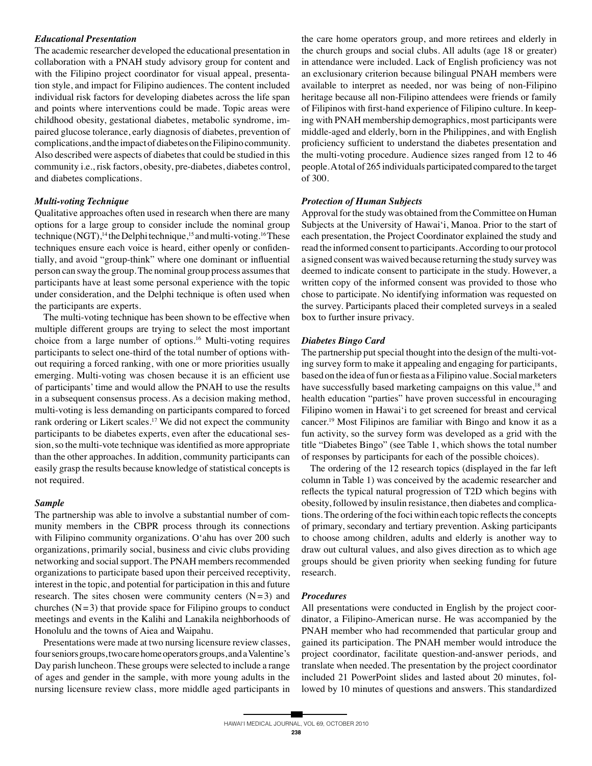### *Educational Presentation*

The academic researcher developed the educational presentation in collaboration with a PNAH study advisory group for content and with the Filipino project coordinator for visual appeal, presentation style, and impact for Filipino audiences. The content included individual risk factors for developing diabetes across the life span and points where interventions could be made. Topic areas were childhood obesity, gestational diabetes, metabolic syndrome, impaired glucose tolerance, early diagnosis of diabetes, prevention of complications, and the impact of diabetes on the Filipino community. Also described were aspects of diabetes that could be studied in this community i.e., risk factors, obesity, pre-diabetes, diabetes control, and diabetes complications.

### *Multi-voting Technique*

Qualitative approaches often used in research when there are many options for a large group to consider include the nominal group technique (NGT),[14] the Delphi technique,[15] and multi-voting.[16] These techniques ensure each voice is heard, either openly or confidentially, and avoid "group-think" where one dominant or influential person can sway the group. The nominal group process assumes that participants have at least some personal experience with the topic under consideration, and the Delphi technique is often used when the participants are experts.

The multi-voting technique has been shown to be effective when multiple different groups are trying to select the most important choice from a large number of options.[16] Multi-voting requires participants to select one-third of the total number of options without requiring a forced ranking, with one or more priorities usually emerging. Multi-voting was chosen because it is an efficient use of participants' time and would allow the PNAH to use the results in a subsequent consensus process. As a decision making method, multi-voting is less demanding on participants compared to forced rank ordering or Likert scales.[17] We did not expect the community participants to be diabetes experts, even after the educational session, so the multi-vote technique was identified as more appropriate than the other approaches. In addition, community participants can easily grasp the results because knowledge of statistical concepts is not required.

### *Sample*

The partnership was able to involve a substantial number of community members in the CBPR process through its connections with Filipino community organizations. O'ahu has over 200 such organizations, primarily social, business and civic clubs providing networking and social support. The PNAH members recommended organizations to participate based upon their perceived receptivity, interest in the topic, and potential for participation in this and future research. The sites chosen were community centers (N=3) and churches (N=3) that provide space for Filipino groups to conduct meetings and events in the Kalihi and Lanakila neighborhoods of Honolulu and the towns of Aiea and Waipahu.

Presentations were made at two nursing licensure review classes, four seniors groups, two care home operators groups, and a Valentine's Day parish luncheon. These groups were selected to include a range of ages and gender in the sample, with more young adults in the nursing licensure review class, more middle aged participants in the care home operators group, and more retirees and elderly in the church groups and social clubs. All adults (age 18 or greater) in attendance were included. Lack of English proficiency was not an exclusionary criterion because bilingual PNAH members were available to interpret as needed, nor was being of non-Filipino heritage because all non-Filipino attendees were friends or family of Filipinos with first-hand experience of Filipino culture. In keeping with PNAH membership demographics, most participants were middle-aged and elderly, born in the Philippines, and with English proficiency sufficient to understand the diabetes presentation and the multi-voting procedure. Audience sizes ranged from 12 to 46 people. A total of 265 individuals participated compared to the target of 300.

### *Protection of Human Subjects*

Approval for the study was obtained from the Committee on Human Subjects at the University of Hawai'i, Manoa. Prior to the start of each presentation, the Project Coordinator explained the study and read the informed consent to participants. According to our protocol a signed consent was waived because returning the study survey was deemed to indicate consent to participate in the study. However, a written copy of the informed consent was provided to those who chose to participate. No identifying information was requested on the survey. Participants placed their completed surveys in a sealed box to further insure privacy.

### *Diabetes Bingo Card*

The partnership put special thought into the design of the multi-voting survey form to make it appealing and engaging for participants, based on the idea of fun or fiesta as a Filipino value. Social marketers have successfully based marketing campaigns on this value,[18] and health education "parties" have proven successful in encouraging Filipino women in Hawai'i to get screened for breast and cervical cancer.[19] Most Filipinos are familiar with Bingo and know it as a fun activity, so the survey form was developed as a grid with the title "Diabetes Bingo" (see Table 1, which shows the total number of responses by participants for each of the possible choices).

The ordering of the 12 research topics (displayed in the far left column in Table 1) was conceived by the academic researcher and reflects the typical natural progression of T2D which begins with obesity, followed by insulin resistance, then diabetes and complications. The ordering of the foci within each topic reflects the concepts of primary, secondary and tertiary prevention. Asking participants to choose among children, adults and elderly is another way to draw out cultural values, and also gives direction as to which age groups should be given priority when seeking funding for future research.

### *Procedures*

All presentations were conducted in English by the project coordinator, a Filipino-American nurse. He was accompanied by the PNAH member who had recommended that particular group and gained its participation. The PNAH member would introduce the project coordinator, facilitate question-and-answer periods, and translate when needed. The presentation by the project coordinator included 21 PowerPoint slides and lasted about 20 minutes, followed by 10 minutes of questions and answers. This standardized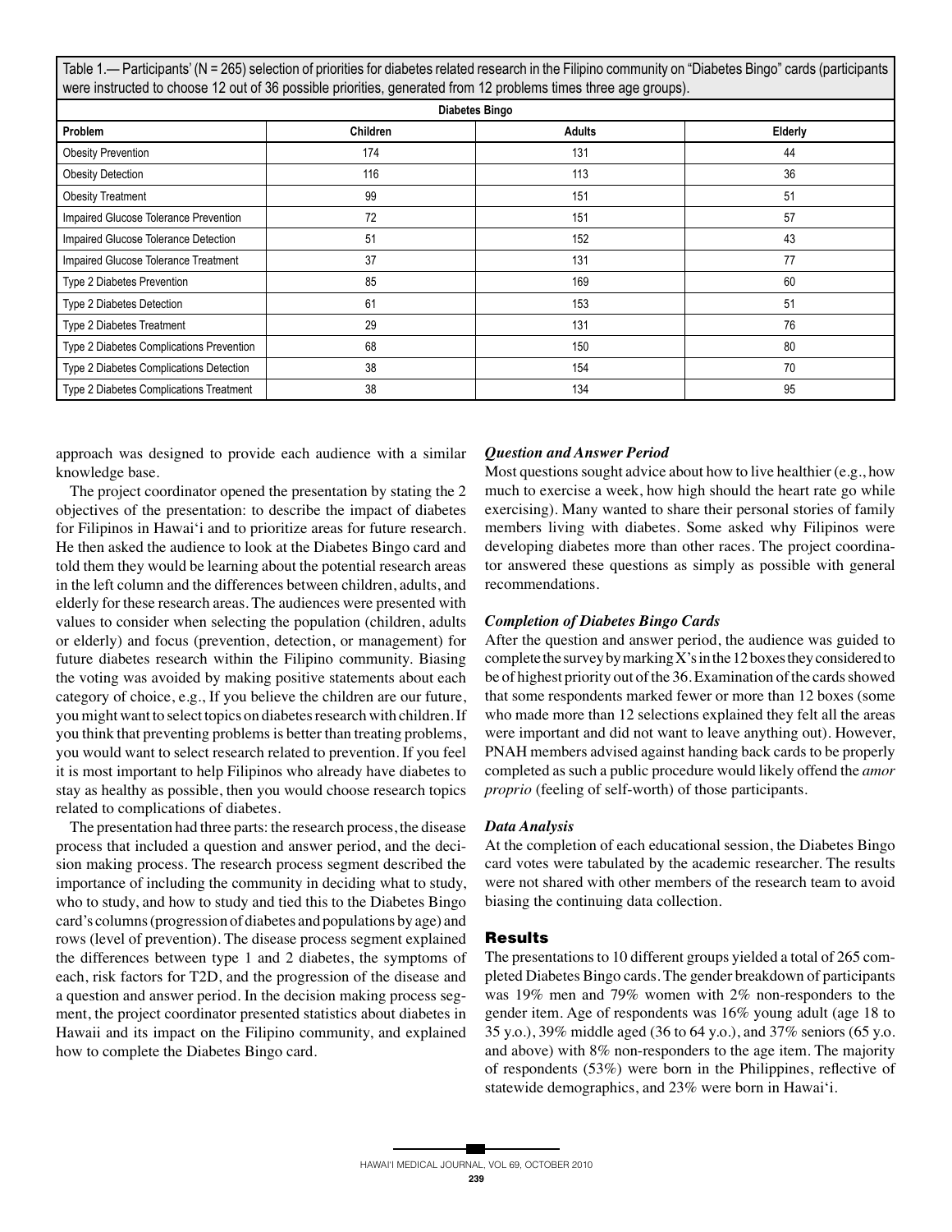Table 1.— Participants' (N = 265) selection of priorities for diabetes related research in the Filipino community on "Diabetes Bingo" cards (participants were instructed to choose 12 out of 36 possible priorities, generated from 12 problems times three age groups).

| Diabetes Bingo | | | |
|---|---|---|---|
| Problem | Children | Adults | Elderly |
| Obesity Prevention | 174 | 131 | 44 |
| Obesity Detection | 116 | 113 | 36 |
| Obesity Treatment | 99 | 151 | 51 |
| Impaired Glucose Tolerance Prevention | 72 | 151 | 57 |
| Impaired Glucose Tolerance Detection | 51 | 152 | 43 |
| Impaired Glucose Tolerance Treatment | 37 | 131 | 77 |
| Type 2 Diabetes Prevention | 85 | 169 | 60 |
| Type 2 Diabetes Detection | 61 | 153 | 51 |
| Type 2 Diabetes Treatment | 29 | 131 | 76 |
| Type 2 Diabetes Complications Prevention | 68 | 150 | 80 |
| Type 2 Diabetes Complications Detection | 38 | 154 | 70 |
| Type 2 Diabetes Complications Treatment | 38 | 134 | 95 |

approach was designed to provide each audience with a similar knowledge base.

The project coordinator opened the presentation by stating the 2 objectives of the presentation: to describe the impact of diabetes for Filipinos in Hawai'i and to prioritize areas for future research. He then asked the audience to look at the Diabetes Bingo card and told them they would be learning about the potential research areas in the left column and the differences between children, adults, and elderly for these research areas. The audiences were presented with values to consider when selecting the population (children, adults or elderly) and focus (prevention, detection, or management) for future diabetes research within the Filipino community. Biasing the voting was avoided by making positive statements about each category of choice, e.g., If you believe the children are our future, you might want to select topics on diabetes research with children. If you think that preventing problems is better than treating problems, you would want to select research related to prevention. If you feel it is most important to help Filipinos who already have diabetes to stay as healthy as possible, then you would choose research topics related to complications of diabetes.

The presentation had three parts: the research process, the disease process that included a question and answer period, and the decision making process. The research process segment described the importance of including the community in deciding what to study, who to study, and how to study and tied this to the Diabetes Bingo card's columns (progression of diabetes and populations by age) and rows (level of prevention). The disease process segment explained the differences between type 1 and 2 diabetes, the symptoms of each, risk factors for T2D, and the progression of the disease and a question and answer period. In the decision making process segment, the project coordinator presented statistics about diabetes in Hawaii and its impact on the Filipino community, and explained how to complete the Diabetes Bingo card.

### *Question and Answer Period*

Most questions sought advice about how to live healthier (e.g., how much to exercise a week, how high should the heart rate go while exercising). Many wanted to share their personal stories of family members living with diabetes. Some asked why Filipinos were developing diabetes more than other races. The project coordinator answered these questions as simply as possible with general recommendations.

### *Completion of Diabetes Bingo Cards*

After the question and answer period, the audience was guided to complete the survey by marking X's in the 12 boxes they considered to be of highest priority out of the 36. Examination of the cards showed that some respondents marked fewer or more than 12 boxes (some who made more than 12 selections explained they felt all the areas were important and did not want to leave anything out). However, PNAH members advised against handing back cards to be properly completed as such a public procedure would likely offend the *amor proprio* (feeling of self-worth) of those participants.

### *Data Analysis*

At the completion of each educational session, the Diabetes Bingo card votes were tabulated by the academic researcher. The results were not shared with other members of the research team to avoid biasing the continuing data collection.

## Results

The presentations to 10 different groups yielded a total of 265 completed Diabetes Bingo cards. The gender breakdown of participants was 19% men and 79% women with 2% non-responders to the gender item. Age of respondents was 16% young adult (age 18 to 35 y.o.), 39% middle aged (36 to 64 y.o.), and 37% seniors (65 y.o. and above) with 8% non-responders to the age item. The majority of respondents (53%) were born in the Philippines, reflective of statewide demographics, and 23% were born in Hawai'i.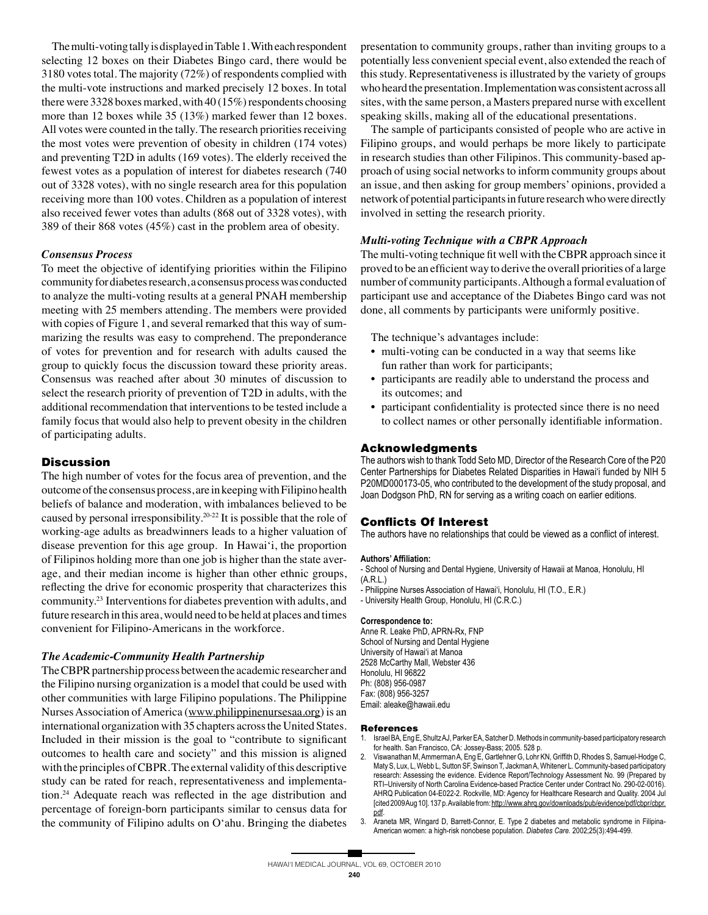The multi-voting tally is displayed in Table 1. With each respondent selecting 12 boxes on their Diabetes Bingo card, there would be 3180 votes total. The majority (72%) of respondents complied with the multi-vote instructions and marked precisely 12 boxes. In total there were 3328 boxes marked, with 40 (15%) respondents choosing more than 12 boxes while 35 (13%) marked fewer than 12 boxes. All votes were counted in the tally. The research priorities receiving the most votes were prevention of obesity in children (174 votes) and preventing T2D in adults (169 votes). The elderly received the fewest votes as a population of interest for diabetes research (740 out of 3328 votes), with no single research area for this population receiving more than 100 votes. Children as a population of interest also received fewer votes than adults (868 out of 3328 votes), with 389 of their 868 votes (45%) cast in the problem area of obesity.

### *Consensus Process*

To meet the objective of identifying priorities within the Filipino community for diabetes research, a consensus process was conducted to analyze the multi-voting results at a general PNAH membership meeting with 25 members attending. The members were provided with copies of Figure 1, and several remarked that this way of summarizing the results was easy to comprehend. The preponderance of votes for prevention and for research with adults caused the group to quickly focus the discussion toward these priority areas. Consensus was reached after about 30 minutes of discussion to select the research priority of prevention of T2D in adults, with the additional recommendation that interventions to be tested include a family focus that would also help to prevent obesity in the children of participating adults.

## Discussion

The high number of votes for the focus area of prevention, and the outcome of the consensus process, are in keeping with Filipino health beliefs of balance and moderation, with imbalances believed to be caused by personal irresponsibility.[20-22] It is possible that the role of working-age adults as breadwinners leads to a higher valuation of disease prevention for this age group. In Hawai'i, the proportion of Filipinos holding more than one job is higher than the state average, and their median income is higher than other ethnic groups, reflecting the drive for economic prosperity that characterizes this community.[23] Interventions for diabetes prevention with adults, and future research in this area, would need to be held at places and times convenient for Filipino-Americans in the workforce.

### *The Academic-Community Health Partnership*

The CBPR partnership process between the academic researcher and the Filipino nursing organization is a model that could be used with other communities with large Filipino populations. The Philippine Nurses Association of America (www.philippinenursesaa.org) is an international organization with 35 chapters across the United States. Included in their mission is the goal to "contribute to significant outcomes to health care and society" and this mission is aligned with the principles of CBPR. The external validity of this descriptive study can be rated for reach, representativeness and implementation.[24] Adequate reach was reflected in the age distribution and percentage of foreign-born participants similar to census data for the community of Filipino adults on O'ahu. Bringing the diabetes presentation to community groups, rather than inviting groups to a potentially less convenient special event, also extended the reach of this study. Representativeness is illustrated by the variety of groups who heard the presentation. Implementation was consistent across all sites, with the same person, a Masters prepared nurse with excellent speaking skills, making all of the educational presentations.

The sample of participants consisted of people who are active in Filipino groups, and would perhaps be more likely to participate in research studies than other Filipinos. This community-based approach of using social networks to inform community groups about an issue, and then asking for group members' opinions, provided a network of potential participants in future research who were directly involved in setting the research priority.

### *Multi-voting Technique with a CBPR Approach*

The multi-voting technique fit well with the CBPR approach since it proved to be an efficient way to derive the overall priorities of a large number of community participants. Although a formal evaluation of participant use and acceptance of the Diabetes Bingo card was not done, all comments by participants were uniformly positive.

The technique's advantages include:

- multi-voting can be conducted in a way that seems like fun rather than work for participants;
- participants are readily able to understand the process and its outcomes; and
- participant confidentiality is protected since there is no need to collect names or other personally identifiable information.

## Acknowledgments

The authors wish to thank Todd Seto MD, Director of the Research Core of the P20 Center Partnerships for Diabetes Related Disparities in Hawai'i funded by NIH 5 P20MD000173-05, who contributed to the development of the study proposal, and Joan Dodgson PhD, RN for serving as a writing coach on earlier editions.

## Conflicts Of Interest

The authors have no relationships that could be viewed as a conflict of interest.

**Authors' Affiliation:**

- School of Nursing and Dental Hygiene, University of Hawaii at Manoa, Honolulu, HI (A.R.L.)
- Philippine Nurses Association of Hawai'i, Honolulu, HI (T.O., E.R.)
- University Health Group, Honolulu, HI (C.R.C.)

**Correspondence to:**

Anne R. Leake PhD, APRN-Rx, FNP
School of Nursing and Dental Hygiene
University of Hawai'i at Manoa
2528 McCarthy Mall, Webster 436
Honolulu, HI 96822
Ph: (808) 956-0987
Fax: (808) 956-3257
Email: aleake@hawaii.edu

## References

1. Israel BA, Eng E, Shultz AJ, Parker EA, Satcher D. Methods in community-based participatory research for health. San Francisco, CA: Jossey-Bass; 2005. 528 p.
2. Viswanathan M, Ammerman A, Eng E, Gartlehner G, Lohr KN, Griffith D, Rhodes S, Samuel-Hodge C, Maty S, Lux, L, Webb L, Sutton SF, Swinson T, Jackman A, Whitener L. Community-based participatory research: Assessing the evidence. Evidence Report/Technology Assessment No. 99 (Prepared by RTI–University of North Carolina Evidence-based Practice Center under Contract No. 290-02-0016). AHRQ Publication 04-E022-2. Rockville, MD: Agency for Healthcare Research and Quality. 2004 Jul [cited 2009 Aug 10]. 137 p. Available from: http://www.ahrq.gov/downloads/pub/evidence/pdf/cbpr/cbpr.pdf.
3. Araneta MR, Wingard D, Barrett-Connor, E. Type 2 diabetes and metabolic syndrome in Filipina-American women: a high-risk nonobese population. *Diabetes Care.* 2002;25(3):494-499.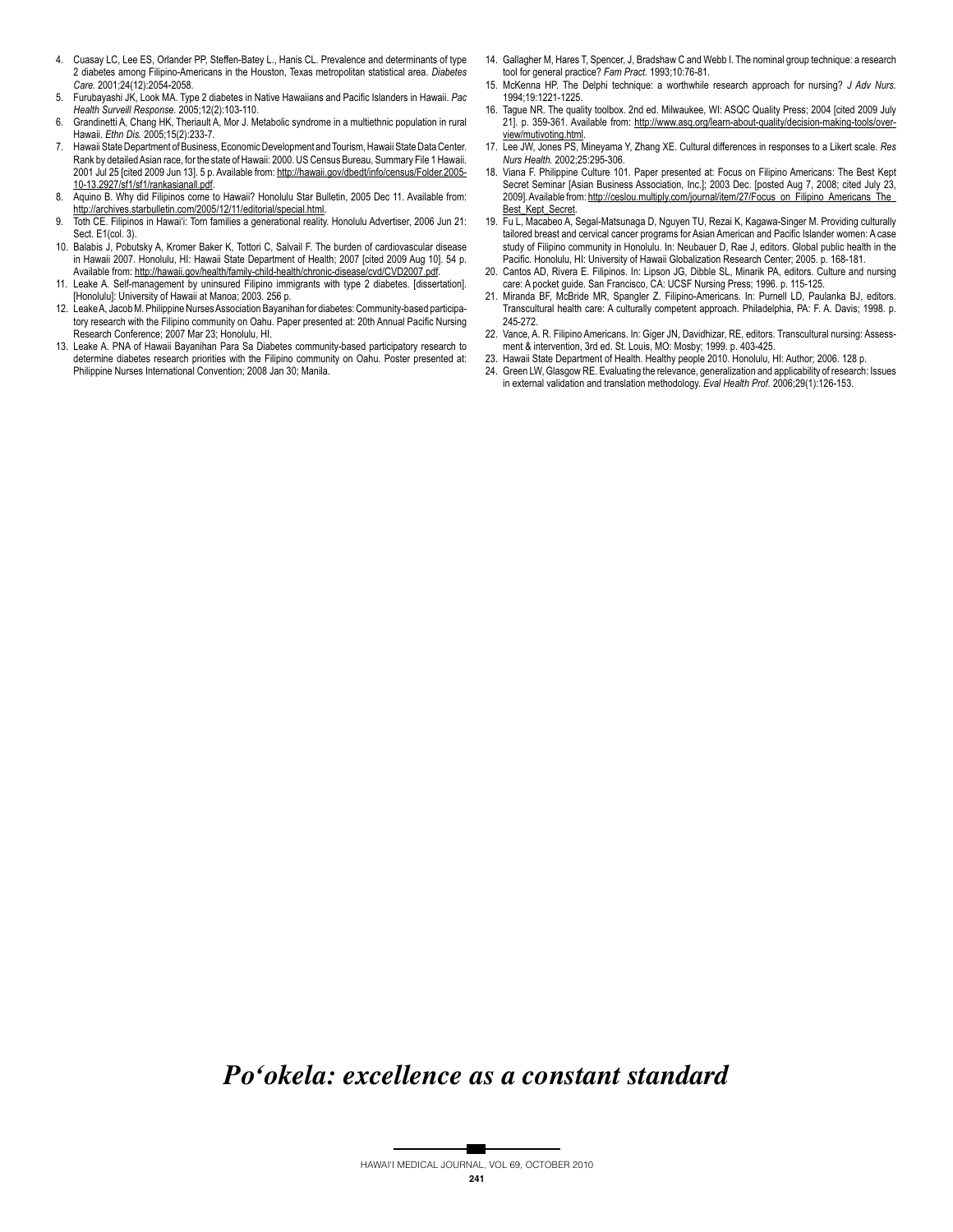4. Cuasay LC, Lee ES, Orlander PP, Steffen-Batey L., Hanis CL. Prevalence and determinants of type 2 diabetes among Filipino-Americans in the Houston, Texas metropolitan statistical area. *Diabetes Care.* 2001;24(12):2054-2058.
5. Furubayashi JK, Look MA. Type 2 diabetes in Native Hawaiians and Pacific Islanders in Hawaii. *Pac Health Surveill Response.* 2005;12(2):103-110.
6. Grandinetti A, Chang HK, Theriault A, Mor J. Metabolic syndrome in a multiethnic population in rural Hawaii. *Ethn Dis.* 2005;15(2):233-7.
7. Hawaii State Department of Business, Economic Development and Tourism, Hawaii State Data Center. Rank by detailed Asian race, for the state of Hawaii: 2000. US Census Bureau, Summary File 1 Hawaii. 2001 Jul 25 [cited 2009 Jun 13]. 5 p. Available from: http://hawaii.gov/dbedt/info/census/Folder.2005-10-13.2927/sf1/sf1/rankasianall.pdf.
8. Aquino B. Why did Filipinos come to Hawaii? Honolulu Star Bulletin, 2005 Dec 11. Available from: http://archives.starbulletin.com/2005/12/11/editorial/special.html.
9. Toth CE. Filipinos in Hawai'i: Torn families a generational reality. Honolulu Advertiser, 2006 Jun 21: Sect. E1(col. 3).
10. Balabis J, Pobutsky A, Kromer Baker K, Tottori C, Salvail F. The burden of cardiovascular disease in Hawaii 2007. Honolulu, HI: Hawaii State Department of Health; 2007 [cited 2009 Aug 10]. 54 p. Available from: http://hawaii.gov/health/family-child-health/chronic-disease/cvd/CVD2007.pdf.
11. Leake A. Self-management by uninsured Filipino immigrants with type 2 diabetes. [dissertation]. [Honolulu]: University of Hawaii at Manoa; 2003. 256 p.
12. Leake A, Jacob M. Philippine Nurses Association Bayanihan for diabetes: Community-based participatory research with the Filipino community on Oahu. Paper presented at: 20th Annual Pacific Nursing Research Conference; 2007 Mar 23; Honolulu, HI.
13. Leake A. PNA of Hawaii Bayanihan Para Sa Diabetes community-based participatory research to determine diabetes research priorities with the Filipino community on Oahu. Poster presented at: Philippine Nurses International Convention; 2008 Jan 30; Manila.
14. Gallagher M, Hares T, Spencer, J, Bradshaw C and Webb I. The nominal group technique: a research tool for general practice? *Fam Pract.* 1993;10:76-81.
15. McKenna HP. The Delphi technique: a worthwhile research approach for nursing? *J Adv Nurs.* 1994;19:1221-1225.
16. Tague NR. The quality toolbox. 2nd ed. Milwaukee, WI: ASQC Quality Press; 2004 [cited 2009 July 21]. p. 359-361. Available from: http://www.asq.org/learn-about-quality/decision-making-tools/overview/mutivoting.html.
17. Lee JW, Jones PS, Mineyama Y, Zhang XE. Cultural differences in responses to a Likert scale. *Res Nurs Health.* 2002;25:295-306.
18. Viana F. Philippine Culture 101. Paper presented at: Focus on Filipino Americans: The Best Kept Secret Seminar [Asian Business Association, Inc.]; 2003 Dec. [posted Aug 7, 2008; cited July 23, 2009]. Available from: http://ceslou.multiply.com/journal/item/27/Focus_on_Filipino_Americans_The_Best_Kept_Secret.
19. Fu L, Macabeo A, Segal-Matsunaga D, Nguyen TU, Rezai K, Kagawa-Singer M. Providing culturally tailored breast and cervical cancer programs for Asian American and Pacific Islander women: A case study of Filipino community in Honolulu. In: Neubauer D, Rae J, editors. Global public health in the Pacific. Honolulu, HI: University of Hawaii Globalization Research Center; 2005. p. 168-181.
20. Cantos AD, Rivera E. Filipinos. In: Lipson JG, Dibble SL, Minarik PA, editors. Culture and nursing care: A pocket guide. San Francisco, CA: UCSF Nursing Press; 1996. p. 115-125.
21. Miranda BF, McBride MR, Spangler Z. Filipino-Americans. In: Purnell LD, Paulanka BJ, editors. Transcultural health care: A culturally competent approach. Philadelphia, PA: F. A. Davis; 1998. p. 245-272.
22. Vance, A. R. Filipino Americans. In: Giger JN, Davidhizar, RE, editors. Transcultural nursing: Assessment & intervention, 3rd ed. St. Louis, MO: Mosby; 1999. p. 403-425.
23. Hawaii State Department of Health. Healthy people 2010. Honolulu, HI: Author; 2006. 128 p.
24. Green LW, Glasgow RE. Evaluating the relevance, generalization and applicability of research: Issues in external validation and translation methodology. *Eval Health Prof.* 2006;29(1):126-153.

***Po'okela: excellence as a constant standard***